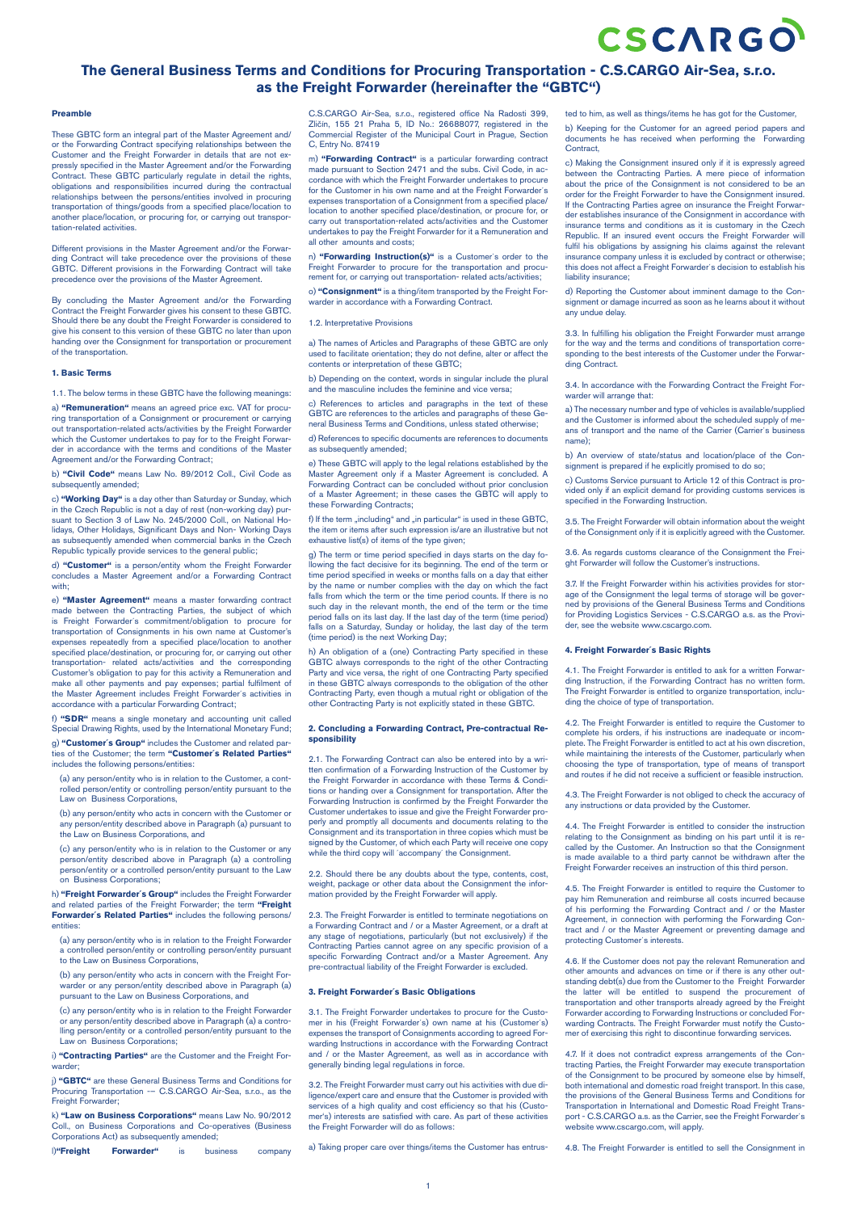# The General Business Terms and Conditions for Procuring Transportation - C.S.CARGO Air-Sea, s.r.o. as the Freight Forwarder (hereinafter the "GBTC")

### Preamble

These GBTC form an integral part of the Master Agreement and/ or the Forwarding Contract specifying relationships between the Customer and the Freight Forwarder in details that are not expressly specified in the Master Agreement and/or the Forwarding Contract. These GBTC particularly regulate in detail the rights, obligations and responsibilities incurred during the contractual relationships between the persons/entities involved in procuring transportation of things/goods from a specified place/location to another place/location, or procuring for, or carrying out transportation-related activities.

Different provisions in the Master Agreement and/or the Forwarding Contract will take precedence over the provisions of these GBTC. Different provisions in the Forwarding Contract will take precedence over the provisions of the Master Agreement.

By concluding the Master Agreement and/or the Forwarding Contract the Freight Forwarder gives his consent to these GBTC. Should there be any doubt the Freight Forwarder is considered to give his consent to this version of these GBTC no later than upon handing over the Consignment for transportation or procurement of the transportation.

### 1. Basic Terms

1.1. The below terms in these GBTC have the following meanings:

a) **"Remuneration"** means an agreed price exc. VAT for procuring transportation of a Consignment or procurement or carrying out transportation-related acts/activities by the Freight Forwarder which the Customer undertakes to pay for to the Freight Forwarder in accordance with the terms and conditions of the Master Agreement and/or the Forwarding Contract;

b) **"Civil Code"** means Law No. 89/2012 Coll., Civil Code as subsequently amended;

c) **"Working Day"** is a day other than Saturday or Sunday, which in the Czech Republic is not a day of rest (non-working day) pursuant to Section 3 of Law No. 245/2000 Coll., on National Holidays, Other Holidays, Significant Days and Non- Working Days as subsequently amended when commercial banks in the Czech Republic typically provide services to the general public;

d) **"Customer"** is a person/entity whom the Freight Forwarder concludes a Master Agreement and/or a Forwarding Contract with;

e) **"Master Agreement"** means a master forwarding contract made between the Contracting Parties, the subject of which is Freight Forwarder´s commitment/obligation to procure for transportation of Consignments in his own name at Customer's expenses repeatedly from a specified place/location to another specified place/destination, or procuring for, or carrying out other transportation- related acts/activities and the corresponding Customer's obligation to pay for this activity a Remuneration and make all other payments and pay expenses; partial fulfilment of the Master Agreement includes Freight Forwarder´s activities in accordance with a particular Forwarding Contract;

f) **"SDR"** means a single monetary and accounting unit called Special Drawing Rights, used by the International Monetary Fund;

g) **"Customer´s Group"** includes the Customer and related parties of the Customer; the term **"Customer´s Related Parties"** includes the following persons/entities:

(a) any person/entity who is in relation to the Customer, a controlled person/entity or controlling person/entity pursuant to the Law on Business Corporations,

(b) any person/entity who acts in concern with the Customer or any person/entity described above in Paragraph (a) pursuant to the Law on Business Corporations, and

(c) any person/entity who is in relation to the Customer or any person/entity described above in Paragraph (a) a controlling person/entity or a controlled person/entity pursuant to the Law on Business Corporations;

h) **"Freight Forwarder´s Group"** includes the Freight Forwarder and related parties of the Freight Forwarder; the term **"Freight Forwarder´s Related Parties"** includes the following persons/ entities:

(a) any person/entity who is in relation to the Freight Forwarder a controlled person/entity or controlling person/entity pursuant to the Law on Business Corporations,

(b) any person/entity who acts in concern with the Freight Forwarder or any person/entity described above in Paragraph (a) pursuant to the Law on Business Corporations, and

(c) any person/entity who is in relation to the Freight Forwarder or any person/entity described above in Paragraph (a) a controlling person/entity or a controlled person/entity pursuant to the Law on Business Corporations;

i) **"Contracting Parties"** are the Customer and the Freight Forwarder;

j) **"GBTC"** are these General Business Terms and Conditions for Procuring Transportation –– C.S.CARGO Air-Sea, s.r.o., as the Freight Forwarder;

k) **"Law on Business Corporations"** means Law No. 90/2012 Coll., on Business Corporations and Co-operatives (Business Corporations Act) as subsequently amended;

l)**"Freight Forwarder"** is business company C.S.CARGO Air-Sea, s.r.o., registered office Na Radosti 399, Zličín, 155 21 Praha 5, ID No.: 26688077, registered in the Commercial Register of the Municipal Court in Prague, Section C, Entry No. 87419

m) **"Forwarding Contract"** is a particular forwarding contract made pursuant to Section 2471 and the subs. Civil Code, in accordance with which the Freight Forwarder undertakes to procure for the Customer in his own name and at the Freight Forwarder´s expenses transportation of a Consignment from a specified place/ location to another specified place/destination, or procure for, or carry out transportation-related acts/activities and the Customer undertakes to pay the Freight Forwarder for it a Remuneration and all other amounts and costs;

n) **"Forwarding Instruction(s)"** is a Customer´s order to the Freight Forwarder to procure for the transportation and procurement for, or carrying out transportation- related acts/activities;

o) **"Consignment"** is a thing/item transported by the Freight Forwarder in accordance with a Forwarding Contract.

1.2. Interpretative Provisions

a) The names of Articles and Paragraphs of these GBTC are only used to facilitate orientation; they do not define, alter or affect the contents or interpretation of these GBTC;

b) Depending on the context, words in singular include the plural and the masculine includes the feminine and vice versa;

c) References to articles and paragraphs in the text of these GBTC are references to the articles and paragraphs of these General Business Terms and Conditions, unless stated otherwise;

d) References to specific documents are references to documents as subsequently amended;

e) These GBTC will apply to the legal relations established by the Master Agreement only if a Master Agreement is concluded. A Forwarding Contract can be concluded without prior conclusion of a Master Agreement; in these cases the GBTC will apply to these Forwarding Contracts;

f) If the term „including" and „in particular" is used in these GBTC, the item or items after such expression is/are an illustrative but not exhaustive list(s) of items of the type given;

g) The term or time period specified in days starts on the day following the fact decisive for its beginning. The end of the term or time period specified in weeks or months falls on a day that either by the name or number complies with the day on which the fact falls from which the term or the time period counts. If there is no such day in the relevant month, the end of the term or the time period falls on its last day. If the last day of the term (time period) falls on a Saturday, Sunday or holiday, the last day of the term (time period) is the next Working Day;

h) An obligation of a (one) Contracting Party specified in these GBTC always corresponds to the right of the other Contracting Party and vice versa, the right of one Contracting Party specified in these GBTC always corresponds to the obligation of the other Contracting Party, even though a mutual right or obligation of the other Contracting Party is not explicitly stated in these GBTC.

### 2. Concluding a Forwarding Contract, Pre-contractual Responsibility

2.1. The Forwarding Contract can also be entered into by a written confirmation of a Forwarding Instruction of the Customer by the Freight Forwarder in accordance with these Terms & Conditions or handing over a Consignment for transportation. After the Forwarding Instruction is confirmed by the Freight Forwarder the Customer undertakes to issue and give the Freight Forwarder properly and promptly all documents and documents relating to the Consignment and its transportation in three copies which must be signed by the Customer, of which each Party will receive one copy while the third copy will ´accompany´ the Consignment.

2.2. Should there be any doubts about the type, contents, cost, weight, package or other data about the Consignment the information provided by the Freight Forwarder will apply.

2.3. The Freight Forwarder is entitled to terminate negotiations on a Forwarding Contract and / or a Master Agreement, or a draft at any stage of negotiations, particularly (but not exclusively) if the Contracting Parties cannot agree on any specific provision of a specific Forwarding Contract and/or a Master Agreement. Any pre-contractual liability of the Freight Forwarder is excluded.

### 3. Freight Forwarder´s Basic Obligations

3.1. The Freight Forwarder undertakes to procure for the Customer in his (Freight Forwarder´s) own name at his (Customer´s) expenses the transport of Consignments according to agreed Forwarding Instructions in accordance with the Forwarding Contract and / or the Master Agreement, as well as in accordance with generally binding legal regulations in force.

3.2. The Freight Forwarder must carry out his activities with due diligence/expert care and ensure that the Customer is provided with services of a high quality and cost efficiency so that his (Customer's) interests are satisfied with care. As part of these activities the Freight Forwarder will do as follows:

a) Taking proper care over things/items the Customer has entrusted to him, as well as things/items he has got for the Customer,

b) Keeping for the Customer for an agreed period papers and documents he has received when performing the Forwarding Contract,

c) Making the Consignment insured only if it is expressly agreed between the Contracting Parties. A mere piece of information about the price of the Consignment is not considered to be an order for the Freight Forwarder to have the Consignment insured. If the Contracting Parties agree on insurance the Freight Forwarder establishes insurance of the Consignment in accordance with insurance terms and conditions as it is customary in the Czech Republic. If an insured event occurs the Freight Forwarder will fulfil his obligations by assigning his claims against the relevant insurance company unless it is excluded by contract or otherwise; this does not affect a Freight Forwarder´s decision to establish his liability insurance;

d) Reporting the Customer about imminent damage to the Consignment or damage incurred as soon as he learns about it without any undue delay.

3.3. In fulfilling his obligation the Freight Forwarder must arrange for the way and the terms and conditions of transportation corresponding to the best interests of the Customer under the Forwarding Contract.

3.4. In accordance with the Forwarding Contract the Freight Forwarder will arrange that:

a) The necessary number and type of vehicles is available/supplied and the Customer is informed about the scheduled supply of means of transport and the name of the Carrier (Carrier´s business name);

b) An overview of state/status and location/place of the Consignment is prepared if he explicitly promised to do so;

c) Customs Service pursuant to Article 12 of this Contract is provided only if an explicit demand for providing customs services is specified in the Forwarding Instruction.

3.5. The Freight Forwarder will obtain information about the weight of the Consignment only if it is explicitly agreed with the Customer.

3.6. As regards customs clearance of the Consignment the Freight Forwarder will follow the Customer's instructions.

3.7. If the Freight Forwarder within his activities provides for storage of the Consignment the legal terms of storage will be governed by provisions of the General Business Terms and Conditions for Providing Logistics Services - C.S.CARGO a.s. as the Provider, see the website www.cscargo.com.

### 4. Freight Forwarder´s Basic Rights

4.1. The Freight Forwarder is entitled to ask for a written Forwarding Instruction, if the Forwarding Contract has no written form. The Freight Forwarder is entitled to organize transportation, including the choice of type of transportation.

4.2. The Freight Forwarder is entitled to require the Customer to complete his orders, if his instructions are inadequate or incomplete. The Freight Forwarder is entitled to act at his own discretion, while maintaining the interests of the Customer, particularly when choosing the type of transportation, type of means of transport and routes if he did not receive a sufficient or feasible instruction.

4.3. The Freight Forwarder is not obliged to check the accuracy of any instructions or data provided by the Customer.

4.4. The Freight Forwarder is entitled to consider the instruction relating to the Consignment as binding on his part until it is recalled by the Customer. An Instruction so that the Consignment is made available to a third party cannot be withdrawn after the Freight Forwarder receives an instruction of this third person.

4.5. The Freight Forwarder is entitled to require the Customer to pay him Remuneration and reimburse all costs incurred because of his performing the Forwarding Contract and / or the Master Agreement, in connection with performing the Forwarding Contract and / or the Master Agreement or preventing damage and protecting Customer´s interests.

4.6. If the Customer does not pay the relevant Remuneration and other amounts and advances on time or if there is any other outstanding debt(s) due from the Customer to the Freight Forwarder the latter will be entitled to suspend the procurement of transportation and other transports already agreed by the Freight Forwarder according to Forwarding Instructions or concluded Forwarding Contracts. The Freight Forwarder must notify the Customer of exercising this right to discontinue forwarding services.

4.7. If it does not contradict express arrangements of the Contracting Parties, the Freight Forwarder may execute transportation of the Consignment to be procured by someone else by himself, both international and domestic road freight transport. In this case, the provisions of the General Business Terms and Conditions for Transportation in International and Domestic Road Freight Transport - C.S.CARGO a.s. as the Carrier, see the Freight Forwarder´s website www.cscargo.com, will apply.

4.8. The Freight Forwarder is entitled to sell the Consignment in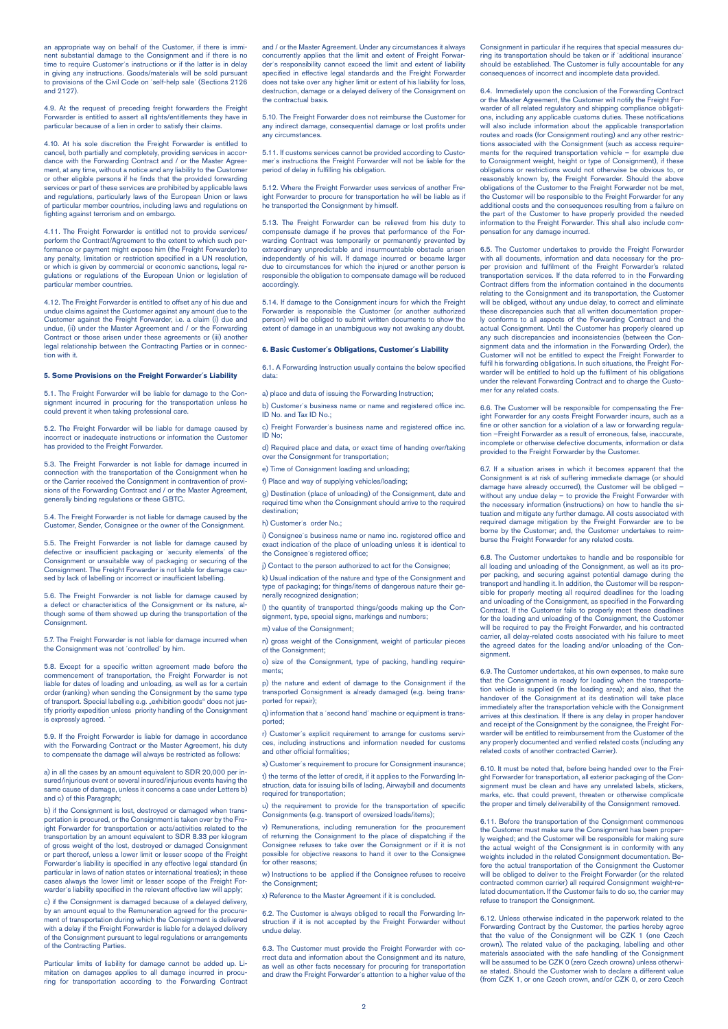an appropriate way on behalf of the Customer, if there is imminent substantial damage to the Consignment and if there is no time to require Customer´s instructions or if the latter is in delay in giving any instructions. Goods/materials will be sold pursuant to provisions of the Civil Code on ´self-help sale´ (Sections 2126 and 2127).

4.9. At the request of preceding freight forwarders the Freight Forwarder is entitled to assert all rights/entitlements they have in particular because of a lien in order to satisfy their claims.

4.10. At his sole discretion the Freight Forwarder is entitled to cancel, both partially and completely, providing services in accordance with the Forwarding Contract and / or the Master Agreement, at any time, without a notice and any liability to the Customer or other eligible persons if he finds that the provided forwarding services or part of these services are prohibited by applicable laws and regulations, particularly laws of the European Union or laws of particular member countries, including laws and regulations on fighting against terrorism and on embargo.

4.11. The Freight Forwarder is entitled not to provide services/perform the Contract/Agreement to the extent to which such performance or payment might expose him (the Freight Forwarder) to any penalty, limitation or restriction specified in a UN resolution, or which is given by commercial or economic sanctions, legal regulations or regulations of the European Union or legislation of particular member countries.

4.12. The Freight Forwarder is entitled to offset any of his due and undue claims against the Customer against any amount due to the Customer against the Freight Forwarder, i.e. a claim (i) due and undue, (ii) under the Master Agreement and / or the Forwarding Contract or those arisen under these agreements or (iii) another legal relationship between the Contracting Parties or in connection with it.

## 5. Some Provisions on the Freight Forwarder´s Liability

5.1. The Freight Forwarder will be liable for damage to the Consignment incurred in procuring for the transportation unless he could prevent it when taking professional care.

5.2. The Freight Forwarder will be liable for damage caused by incorrect or inadequate instructions or information the Customer has provided to the Freight Forwarder.

5.3. The Freight Forwarder is not liable for damage incurred in connection with the transportation of the Consignment when he or the Carrier received the Consignment in contravention of provisions of the Forwarding Contract and / or the Master Agreement, generally binding regulations or these GBTC.

5.4. The Freight Forwarder is not liable for damage caused by the Customer, Sender, Consignee or the owner of the Consignment.

5.5. The Freight Forwarder is not liable for damage caused by defective or insufficient packaging or ´security elements´ of the Consignment or unsuitable way of packaging or securing of the Consignment. The Freight Forwarder is not liable for damage caused by lack of labelling or incorrect or insufficient labelling.

5.6. The Freight Forwarder is not liable for damage caused by a defect or characteristics of the Consignment or its nature, although some of them showed up during the transportation of the Consignment.

5.7. The Freight Forwarder is not liable for damage incurred when the Consignment was not ´controlled´ by him.

5.8. Except for a specific written agreement made before the commencement of transportation, the Freight Forwarder is not liable for dates of loading and unloading, as well as for a certain order (ranking) when sending the Consignment by the same type of transport. Special labelling e.g. „exhibition goods" does not justify priority expedition unless priority handling of the Consignment is expressly agreed. ¨

5.9. If the Freight Forwarder is liable for damage in accordance with the Forwarding Contract or the Master Agreement, his duty to compensate the damage will always be restricted as follows:

a) in all the cases by an amount equivalent to SDR 20,000 per insured/injurious event or several insured/injurious events having the same cause of damage, unless it concerns a case under Letters b) and c) of this Paragraph;

b) if the Consignment is lost, destroyed or damaged when transportation is procured, or the Consignment is taken over by the Freight Forwarder for transportation or acts/activities related to the transportation by an amount equivalent to SDR 8.33 per kilogram of gross weight of the lost, destroyed or damaged Consignment or part thereof, unless a lower limit or lesser scope of the Freight Forwarder´s liability is specified in any effective legal standard (in particular in laws of nation states or international treaties); in these cases always the lower limit or lesser scope of the Freight Forwarder´s liability specified in the relevant effective law will apply;

c) if the Consignment is damaged because of a delayed delivery, by an amount equal to the Remuneration agreed for the procurement of transportation during which the Consignment is delivered with a delay if the Freight Forwarder is liable for a delayed delivery of the Consignment pursuant to legal regulations or arrangements of the Contracting Parties.

Particular limits of liability for damage cannot be added up. Limitation on damages applies to all damage incurred in procuring for transportation according to the Forwarding Contract and / or the Master Agreement. Under any circumstances it always concurrently applies that the limit and extent of Freight Forwarder´s responsibility cannot exceed the limit and extent of liability specified in effective legal standards and the Freight Forwarder does not take over any higher limit or extent of his liability for loss, destruction, damage or a delayed delivery of the Consignment on the contractual basis.

5.10. The Freight Forwarder does not reimburse the Customer for any indirect damage, consequential damage or lost profits under any circumstances.

5.11. If customs services cannot be provided according to Customer´s instructions the Freight Forwarder will not be liable for the period of delay in fulfilling his obligation.

5.12. Where the Freight Forwarder uses services of another Freight Forwarder to procure for transportation he will be liable as if he transported the Consignment by himself.

5.13. The Freight Forwarder can be relieved from his duty to compensate damage if he proves that performance of the Forwarding Contract was temporarily or permanently prevented by extraordinary unpredictable and insurmountable obstacle arisen independently of his will. If damage incurred or became larger due to circumstances for which the injured or another person is responsible the obligation to compensate damage will be reduced accordingly.

5.14. If damage to the Consignment incurs for which the Freight Forwarder is responsible the Customer (or another authorized person) will be obliged to submit written documents to show the extent of damage in an unambiguous way not awaking any doubt.

## 6. Basic Customer´s Obligations, Customer´s Liability

6.1. A Forwarding Instruction usually contains the below specified data:

a) place and data of issuing the Forwarding Instruction;

b) Customer´s business name or name and registered office inc. ID No. and Tax ID No.;

c) Freight Forwarder´s business name and registered office inc. ID No;

d) Required place and data, or exact time of handing over/taking over the Consignment for transportation;

e) Time of Consignment loading and unloading;

f) Place and way of supplying vehicles/loading;

g) Destination (place of unloading) of the Consignment, date and required time when the Consignment should arrive to the required destination;

h) Customer´s order No.;

i) Consignee´s business name or name inc. registered office and exact indication of the place of unloading unless it is identical to the Consignee´s registered office;

j) Contact to the person authorized to act for the Consignee;

k) Usual indication of the nature and type of the Consignment and type of packaging; for things/items of dangerous nature their generally recognized designation;

l) the quantity of transported things/goods making up the Consignment, type, special signs, markings and numbers;

m) value of the Consignment;

n) gross weight of the Consignment, weight of particular pieces of the Consignment;

o) size of the Consignment, type of packing, handling requirements;

p) the nature and extent of damage to the Consignment if the transported Consignment is already damaged (e.g. being transported for repair);

q) information that a ´second hand´ machine or equipment is transported;

r) Customer´s explicit requirement to arrange for customs services, including instructions and information needed for customs and other official formalities;

s) Customer´s requirement to procure for Consignment insurance;

t) the terms of the letter of credit, if it applies to the Forwarding Instruction, data for issuing bills of lading, Airwaybill and documents required for transportation;

u) the requirement to provide for the transportation of specific Consignments (e.g. transport of oversized loads/items);

v) Remunerations, including remuneration for the procurement of returning the Consignment to the place of dispatching if the Consignee refuses to take over the Consignment or if it is not possible for objective reasons to hand it over to the Consignee for other reasons;

w) Instructions to be applied if the Consignee refuses to receive the Consignment;

x) Reference to the Master Agreement if it is concluded.

6.2. The Customer is always obliged to recall the Forwarding Instruction if it is not accepted by the Freight Forwarder without undue delay.

6.3. The Customer must provide the Freight Forwarder with correct data and information about the Consignment and its nature, as well as other facts necessary for procuring for transportation and draw the Freight Forwarder´s attention to a higher value of the Consignment in particular if he requires that special measures during its transportation should be taken or if ´additional insurance´ should be established. The Customer is fully accountable for any consequences of incorrect and incomplete data provided.

6.4. Immediately upon the conclusion of the Forwarding Contract or the Master Agreement, the Customer will notify the Freight Forwarder of all related regulatory and shipping compliance obligations, including any applicable customs duties. These notifications will also include information about the applicable transportation routes and roads (for Consignment routing) and any other restrictions associated with the Consignment (such as access requirements for the required transportation vehicle – for example due to Consignment weight, height or type of Consignment), if these obligations or restrictions would not otherwise be obvious to, or reasonably known by, the Freight Forwarder. Should the above obligations of the Customer to the Freight Forwarder not be met, the Customer will be responsible to the Freight Forwarder for any additional costs and the consequences resulting from a failure on the part of the Customer to have properly provided the needed information to the Freight Forwarder. This shall also include compensation for any damage incurred.

6.5. The Customer undertakes to provide the Freight Forwarder with all documents, information and data necessary for the proper provision and fulfilment of the Freight Forwarder's related transportation services. If the data referred to in the Forwarding Contract differs from the information contained in the documents relating to the Consignment and its transportation, the Customer will be obliged, without any undue delay, to correct and eliminate these discrepancies such that all written documentation properly conforms to all aspects of the Forwarding Contract and the actual Consignment. Until the Customer has properly cleared up any such discrepancies and inconsistencies (between the Consignment data and the information in the Forwarding Order), the Customer will not be entitled to expect the Freight Forwarder to fulfil his forwarding obligations. In such situations, the Freight Forwarder will be entitled to hold up the fulfilment of his obligations under the relevant Forwarding Contract and to charge the Customer for any related costs.

6.6. The Customer will be responsible for compensating the Freight Forwarder for any costs Freight Forwarder incurs, such as a fine or other sanction for a violation of a law or forwarding regulation –Freight Forwarder as a result of erroneous, false, inaccurate, incomplete or otherwise defective documents, information or data provided to the Freight Forwarder by the Customer.

6.7. If a situation arises in which it becomes apparent that the Consignment is at risk of suffering immediate damage (or should damage have already occurred), the Customer will be obliged – without any undue delay – to provide the Freight Forwarder with the necessary information (instructions) on how to handle the situation and mitigate any further damage. All costs associated with required damage mitigation by the Freight Forwarder are to be borne by the Customer; and, the Customer undertakes to reimburse the Freight Forwarder for any related costs.

6.8. The Customer undertakes to handle and be responsible for all loading and unloading of the Consignment, as well as its proper packing, and securing against potential damage during the transport and handling it. In addition, the Customer will be responsible for properly meeting all required deadlines for the loading and unloading of the Consignment, as specified in the Forwarding Contract. If the Customer fails to properly meet these deadlines for the loading and unloading of the Consignment, the Customer will be required to pay the Freight Forwarder, and his contracted carrier, all delay-related costs associated with his failure to meet the agreed dates for the loading and/or unloading of the Consignment.

6.9. The Customer undertakes, at his own expenses, to make sure that the Consignment is ready for loading when the transportation vehicle is supplied (in the loading area); and also, that the handover of the Consignment at its destination will take place immediately after the transportation vehicle with the Consignment arrives at this destination. If there is any delay in proper handover and receipt of the Consignment by the consignee, the Freight Forwarder will be entitled to reimbursement from the Customer of the any properly documented and verified related costs (including any related costs of another contracted Carrier).

6.10. It must be noted that, before being handed over to the Freight Forwarder for transportation, all exterior packaging of the Consignment must be clean and have any unrelated labels, stickers, marks, etc. that could prevent, threaten or otherwise complicate the proper and timely deliverability of the Consignment removed.

6.11. Before the transportation of the Consignment commences the Customer must make sure the Consignment has been properly weighed; and the Customer will be responsible for making sure the actual weight of the Consignment is in conformity with any weights included in the related Consignment documentation. Before the actual transportation of the Consignment the Customer will be obliged to deliver to the Freight Forwarder (or the related contracted common carrier) all required Consignment weight-related documentation. If the Customer fails to do so, the carrier may refuse to transport the Consignment.

6.12. Unless otherwise indicated in the paperwork related to the Forwarding Contract by the Customer, the parties hereby agree that the value of the Consignment will be CZK 1 (one Czech crown). The related value of the packaging, labelling and other materials associated with the safe handling of the Consignment will be assumed to be CZK 0 (zero Czech crowns) unless otherwise stated. Should the Customer wish to declare a different value (from CZK 1, or one Czech crown, and/or CZK 0, or zero Czech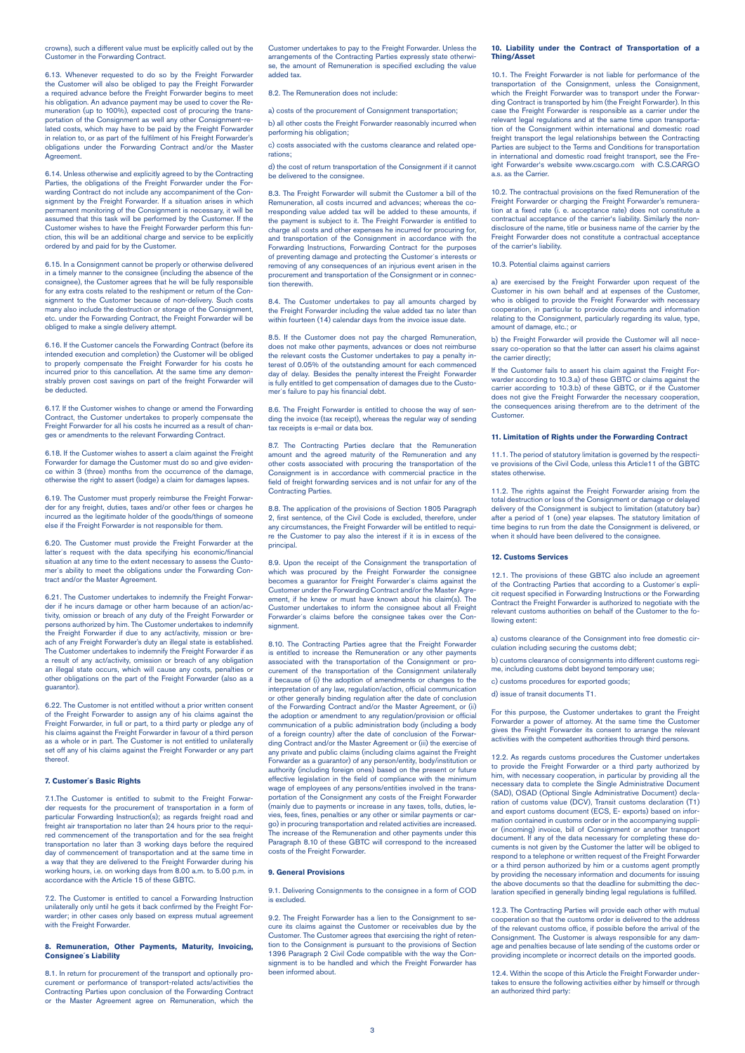crowns), such a different value must be explicitly called out by the Customer in the Forwarding Contract.

6.13. Whenever requested to do so by the Freight Forwarder the Customer will also be obliged to pay the Freight Forwarder a required advance before the Freight Forwarder begins to meet his obligation. An advance payment may be used to cover the Remuneration (up to 100%), expected cost of procuring the transportation of the Consignment as well any other Consignment-related costs, which may have to be paid by the Freight Forwarder in relation to, or as part of the fulfilment of his Freight Forwarder's obligations under the Forwarding Contract and/or the Master Agreement.

6.14. Unless otherwise and explicitly agreed to by the Contracting Parties, the obligations of the Freight Forwarder under the Forwarding Contract do not include any accompaniment of the Consignment by the Freight Forwarder. If a situation arises in which permanent monitoring of the Consignment is necessary, it will be assumed that this task will be performed by the Customer. If the Customer wishes to have the Freight Forwarder perform this function, this will be an additional charge and service to be explicitly ordered by and paid for by the Customer.

6.15. In a Consignment cannot be properly or otherwise delivered in a timely manner to the consignee (including the absence of the consignee), the Customer agrees that he will be fully responsible for any extra costs related to the reshipment or return of the Consignment to the Customer because of non-delivery. Such costs many also include the destruction or storage of the Consignment, etc. under the Forwarding Contract, the Freight Forwarder will be obliged to make a single delivery attempt.

6.16. If the Customer cancels the Forwarding Contract (before its intended execution and completion) the Customer will be obliged to properly compensate the Freight Forwarder for his costs he incurred prior to this cancellation. At the same time any demonstrably proven cost savings on part of the freight Forwarder will be deducted.

6.17. If the Customer wishes to change or amend the Forwarding Contract, the Customer undertakes to properly compensate the Freight Forwarder for all his costs he incurred as a result of changes or amendments to the relevant Forwarding Contract.

6.18. If the Customer wishes to assert a claim against the Freight Forwarder for damage the Customer must do so and give evidence within 3 (three) months from the occurrence of the damage, otherwise the right to assert (lodge) a claim for damages lapses.

6.19. The Customer must properly reimburse the Freight Forwarder for any freight, duties, taxes and/or other fees or charges he incurred as the legitimate holder of the goods/things of someone else if the Freight Forwarder is not responsible for them.

6.20. The Customer must provide the Freight Forwarder at the latter´s request with the data specifying his economic/financial situation at any time to the extent necessary to assess the Customer's ability to meet the obligations under the Forwarding Contract and/or the Master Agreement.

6.21. The Customer undertakes to indemnify the Freight Forwarder if he incurs damage or other harm because of an action/activity, omission or breach of any duty of the Freight Forwarder or persons authorized by him. The Customer undertakes to indemnify the Freight Forwarder if due to any act/activity, mission or breach of any Freight Forwarder's duty an illegal state is established. The Customer undertakes to indemnify the Freight Forwarder if as a result of any act/activity, omission or breach of any obligation an illegal state occurs, which will cause any costs, penalties or other obligations on the part of the Freight Forwarder (also as a guarantor).

6.22. The Customer is not entitled without a prior written consent of the Freight Forwarder to assign any of his claims against the Freight Forwarder, in full or part, to a third party or pledge any of his claims against the Freight Forwarder in favour of a third person as a whole or in part. The Customer is not entitled to unilaterally set off any of his claims against the Freight Forwarder or any part thereof.

## 7. Customer´s Basic Rights

7.1.The Customer is entitled to submit to the Freight Forwarder requests for the procurement of transportation in a form of particular Forwarding Instruction(s); as regards freight road and freight air transportation no later than 24 hours prior to the required commencement of the transportation and for the sea freight transportation no later than 3 working days before the required day of commencement of transportation and at the same time in a way that they are delivered to the Freight Forwarder during his working hours, i.e. on working days from 8.00 a.m. to 5.00 p.m. in accordance with the Article 15 of these GBTC.

7.2. The Customer is entitled to cancel a Forwarding Instruction unilaterally only until he gets it back confirmed by the Freight Forwarder; in other cases only based on express mutual agreement with the Freight Forwarder.

## 8. Remuneration, Other Payments, Maturity, Invoicing, Consignee´s Liability

8.1. In return for procurement of the transport and optionally procurement or performance of transport-related acts/activities the Contracting Parties upon conclusion of the Forwarding Contract or the Master Agreement agree on Remuneration, which the Customer undertakes to pay to the Freight Forwarder. Unless the arrangements of the Contracting Parties expressly state otherwise, the amount of Remuneration is specified excluding the value added tax.

8.2. The Remuneration does not include:

a) costs of the procurement of Consignment transportation;

b) all other costs the Freight Forwarder reasonably incurred when performing his obligation;

c) costs associated with the customs clearance and related operations;

d) the cost of return transportation of the Consignment if it cannot be delivered to the consignee.

8.3. The Freight Forwarder will submit the Customer a bill of the Remuneration, all costs incurred and advances; whereas the corresponding value added tax will be added to these amounts, if the payment is subject to it. The Freight Forwarder is entitled to charge all costs and other expenses he incurred for procuring for, and transportation of the Consignment in accordance with the Forwarding Instructions, Forwarding Contract for the purposes of preventing damage and protecting the Customer´s interests or removing of any consequences of an injurious event arisen in the procurement and transportation of the Consignment or in connection therewith.

8.4. The Customer undertakes to pay all amounts charged by the Freight Forwarder including the value added tax no later than within fourteen (14) calendar days from the invoice issue date.

8.5. If the Customer does not pay the charged Remuneration, does not make other payments, advances or does not reimburse the relevant costs the Customer undertakes to pay a penalty interest of 0.05% of the outstanding amount for each commenced day of delay. Besides the penalty interest the Freight Forwarder is fully entitled to get compensation of damages due to the Customer´s failure to pay his financial debt.

8.6. The Freight Forwarder is entitled to choose the way of sending the invoice (tax receipt), whereas the regular way of sending tax receipts is e-mail or data box.

8.7. The Contracting Parties declare that the Remuneration amount and the agreed maturity of the Remuneration and any other costs associated with procuring the transportation of the Consignment is in accordance with commercial practice in the field of freight forwarding services and is not unfair for any of the Contracting Parties.

8.8. The application of the provisions of Section 1805 Paragraph 2, first sentence, of the Civil Code is excluded, therefore, under any circumstances, the Freight Forwarder will be entitled to require the Customer to pay also the interest if it is in excess of the principal.

8.9. Upon the receipt of the Consignment the transportation of which was procured by the Freight Forwarder the consignee becomes a guarantor for Freight Forwarder´s claims against the Customer under the Forwarding Contract and/or the Master Agreement, if he knew or must have known about his claim(s). The Customer undertakes to inform the consignee about all Freight Forwarder's claims before the consignee takes over the Consignment.

8.10. The Contracting Parties agree that the Freight Forwarder is entitled to increase the Remuneration or any other payments associated with the transportation of the Consignment or procurement of the transportation of the Consignment unilaterally if because of (i) the adoption of amendments or changes to the interpretation of any law, regulation/action, official communication or other generally binding regulation after the date of conclusion of the Forwarding Contract and/or the Master Agreement, or (ii) the adoption or amendment to any regulation/provision or official communication of a public administration body (including a body of a foreign country) after the date of conclusion of the Forwarding Contract and/or the Master Agreement or (iii) the exercise of any private and public claims (including claims against the Freight Forwarder as a guarantor) of any person/entity, body/institution or authority (including foreign ones) based on the present or future effective legislation in the field of compliance with the minimum wage of employees of any persons/entities involved in the transportation of the Consignment any costs of the Freight Forwarder (mainly due to payments or increase in any taxes, tolls, duties, levies, fees, fines, penalties or any other or similar payments or cargo) in procuring transportation and related activities are increased. The increase of the Remuneration and other payments under this Paragraph 8.10 of these GBTC will correspond to the increased costs of the Freight Forwarder.

## 9. General Provisions

9.1. Delivering Consignments to the consignee in a form of COD is excluded.

9.2. The Freight Forwarder has a lien to the Consignment to secure its claims against the Customer or receivables due by the Customer. The Customer agrees that exercising the right of retention to the Consignment is pursuant to the provisions of Section 1396 Paragraph 2 Civil Code compatible with the way the Consignment is to be handled and which the Freight Forwarder has been informed about.

## 10. Liability under the Contract of Transportation of a Thing/Asset

10.1. The Freight Forwarder is not liable for performance of the transportation of the Consignment, unless the Consignment, which the Freight Forwarder was to transport under the Forwarding Contract is transported by him (the Freight Forwarder). In this case the Freight Forwarder is responsible as a carrier under the relevant legal regulations and at the same time upon transportation of the Consignment within international and domestic road freight transport the legal relationships between the Contracting Parties are subject to the Terms and Conditions for transportation in international and domestic road freight transport, see the Freight Forwarder's website www.cscargo.com with C.S.CARGO a.s. as the Carrier.

10.2. The contractual provisions on the fixed Remuneration of the Freight Forwarder or charging the Freight Forwarder's remuneration at a fixed rate (i. e. acceptance rate) does not constitute a contractual acceptance of the carrier's liability. Similarly the non-disclosure of the name, title or business name of the carrier by the Freight Forwarder does not constitute a contractual acceptance of the carrier's liability.

10.3. Potential claims against carriers

a) are exercised by the Freight Forwarder upon request of the Customer in his own behalf and at expenses of the Customer, who is obliged to provide the Freight Forwarder with necessary cooperation, in particular to provide documents and information relating to the Consignment, particularly regarding its value, type, amount of damage, etc.; or

b) the Freight Forwarder will provide the Customer will all necessary co-operation so that the latter can assert his claims against the carrier directly;

If the Customer fails to assert his claim against the Freight Forwarder according to 10.3.a) of these GBTC or claims against the carrier according to 10.3.b) of these GBTC, or if the Customer does not give the Freight Forwarder the necessary cooperation, the consequences arising therefrom are to the detriment of the Customer.

## 11. Limitation of Rights under the Forwarding Contract

11.1. The period of statutory limitation is governed by the respective provisions of the Civil Code, unless this Article11 of the GBTC states otherwise.

11.2. The rights against the Freight Forwarder arising from the total destruction or loss of the Consignment or damage or delayed delivery of the Consignment is subject to limitation (statutory bar) after a period of 1 (one) year elapses. The statutory limitation of time begins to run from the date the Consignment is delivered, or when it should have been delivered to the consignee.

## 12. Customs Services

12.1. The provisions of these GBTC also include an agreement of the Contracting Parties that according to a Customer´s explicit request specified in Forwarding Instructions or the Forwarding Contract the Freight Forwarder is authorized to negotiate with the relevant customs authorities on behalf of the Customer to the following extent:

a) customs clearance of the Consignment into free domestic circulation including securing the customs debt;

b) customs clearance of consignments into different customs regime, including customs debt beyond temporary use;

c) customs procedures for exported goods;

d) issue of transit documents T1.

For this purpose, the Customer undertakes to grant the Freight Forwarder a power of attorney. At the same time the Customer gives the Freight Forwarder its consent to arrange the relevant activities with the competent authorities through third persons.

12.2. As regards customs procedures the Customer undertakes to provide the Freight Forwarder or a third party authorized by him, with necessary cooperation, in particular by providing all the necessary data to complete the Single Administrative Document (SAD), OSAD (Optional Single Administrative Document) declaration of customs value (DCV), Transit customs declaration (T1) and export customs document (ECS, E- exports) based on information contained in customs order or in the accompanying supplier (incoming) invoice, bill of Consignment or another transport document. If any of the data necessary for completing these documents is not given by the Customer the latter will be obliged to respond to a telephone or written request of the Freight Forwarder or a third person authorized by him or a customs agent promptly by providing the necessary information and documents for issuing the above documents so that the deadline for submitting the declaration specified in generally binding legal regulations is fulfilled.

12.3. The Contracting Parties will provide each other with mutual cooperation so that the customs order is delivered to the address of the relevant customs office, if possible before the arrival of the Consignment. The Customer is always responsible for any damage and penalties because of late sending of the customs order or providing incomplete or incorrect details on the imported goods.

12.4. Within the scope of this Article the Freight Forwarder undertakes to ensure the following activities either by himself or through an authorized third party: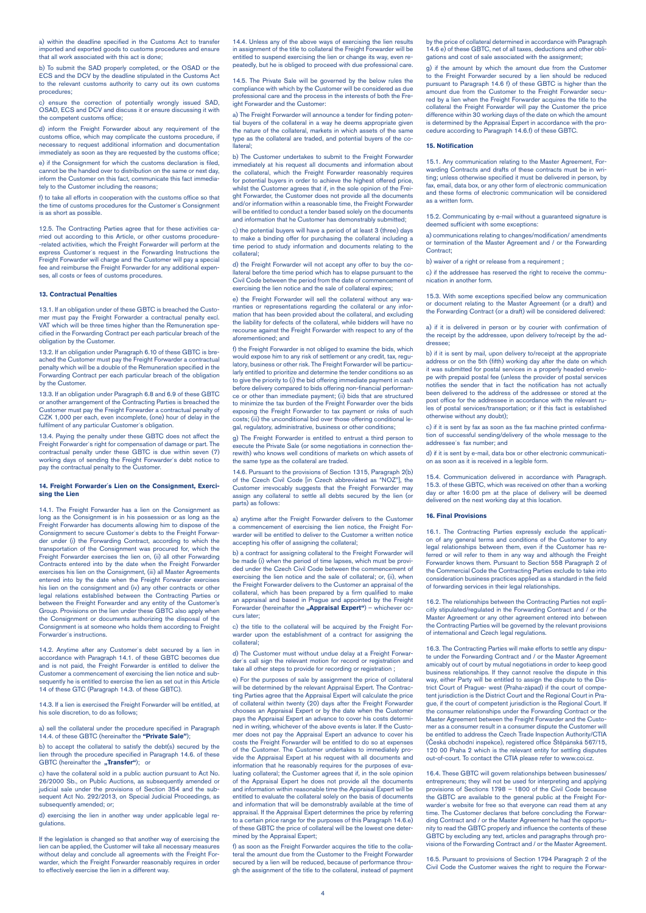a) within the deadline specified in the Customs Act to transfer imported and exported goods to customs procedures and ensure that all work associated with this act is done;

b) To submit the SAD properly completed, or the OSAD or the ECS and the DCV by the deadline stipulated in the Customs Act to the relevant customs authority to carry out its own customs procedures;

c) ensure the correction of potentially wrongly issued SAD, OSAD, ECS and DCV and discuss it or ensure discussing it with the competent customs office;

d) inform the Freight Forwarder about any requirement of the customs office, which may complicate the customs procedure, if necessary to request additional information and documentation immediately as soon as they are requested by the customs office;

e) if the Consignment for which the customs declaration is filed, cannot be the handed over to distribution on the same or next day, inform the Customer on this fact, communicate this fact immediately to the Customer including the reasons;

f) to take all efforts in cooperation with the customs office so that the time of customs procedures for the Customer´s Consignment is as short as possible.

12.5. The Contracting Parties agree that for these activities carried out according to this Article, or other customs procedure--related activities, which the Freight Forwarder will perform at the express Customer´s request in the Forwarding Instructions the Freight Forwarder will charge and the Customer will pay a special fee and reimburse the Freight Forwarder for any additional expenses, all costs or fees of customs procedures.

### 13. Contractual Penalties

13.1. If an obligation under of these GBTC is breached the Customer must pay the Freight Forwarder a contractual penalty excl. VAT which will be three times higher than the Remuneration specified in the Forwarding Contract per each particular breach of the obligation by the Customer.

13.2. If an obligation under Paragraph 6.10 of these GBTC is breached the Customer must pay the Freight Forwarder a contractual penalty which will be a double of the Remuneration specified in the Forwarding Contract per each particular breach of the obligation by the Customer.

13.3. If an obligation under Paragraph 6.8 and 6.9 of these GBTC or another arrangement of the Contracting Parties is breached the Customer must pay the Freight Forwarder a contractual penalty of CZK 1,000 per each, even incomplete, (one) hour of delay in the fulfilment of any particular Customer´s obligation.

13.4. Paying the penalty under these GBTC does not affect the Freight Forwarder´s right for compensation of damage or part. The contractual penalty under these GBTC is due within seven (7) working days of sending the Freight Forwarder´s debt notice to pay the contractual penalty to the Customer.

### 14. Freight Forwarder´s Lien on the Consignment, Exercising the Lien

14.1. The Freight Forwarder has a lien on the Consignment as long as the Consignment is in his possession or as long as the Freight Forwarder has documents allowing him to dispose of the Consignment to secure Customer´s debts to the Freight Forwarder under (i) the Forwarding Contract, according to which the transportation of the Consignment was procured for, which the Freight Forwarder exercises the lien on, (ii) all other Forwarding Contracts entered into by the date when the Freight Forwarder exercises his lien on the Consignment, (iii) all Master Agreements entered into by the date when the Freight Forwarder exercises his lien on the consignment and (iv) any other contracts or other legal relations established between the Contracting Parties or between the Freight Forwarder and any entity of the Customer's Group. Provisions on the lien under these GBTC also apply when the Consignment or documents authorizing the disposal of the Consignment is at someone who holds them according to Freight Forwarder´s instructions.

14.2. Anytime after any Customer´s debt secured by a lien in accordance with Paragraph 14.1. of these GBTC becomes due and is not paid, the Freight Forwarder is entitled to deliver the Customer a commencement of exercising the lien notice and subsequently he is entitled to exercise the lien as set out in this Article 14 of these GTC (Paragraph 14.3. of these GBTC).

14.3. If a lien is exercised the Freight Forwarder will be entitled, at his sole discretion, to do as follows;

a) sell the collateral under the procedure specified in Paragraph 14.4. of these GBTC (hereinafter the **"Private Sale"**);

b) to accept the collateral to satisfy the debt(s) secured by the lien through the procedure specified in Paragraph 14.6. of these GBTC (hereinafter the **„Transfer"**); or

c) have the collateral sold in a public auction pursuant to Act No. 26/2000 Sb., on Public Auctions, as subsequently amended or judicial sale under the provisions of Section 354 and the subsequent Act No. 292/2013, on Special Judicial Proceedings, as subsequently amended; or;

d) exercising the lien in another way under applicable legal regulations.

If the legislation is changed so that another way of exercising the lien can be applied, the Customer will take all necessary measures without delay and conclude all agreements with the Freight Forwarder, which the Freight Forwarder reasonably requires in order to effectively exercise the lien in a different way.

14.4. Unless any of the above ways of exercising the lien results in assignment of the title to collateral the Freight Forwarder will be entitled to suspend exercising the lien or change its way, even repeatedly, but he is obliged to proceed with due professional care.

14.5. The Private Sale will be governed by the below rules the compliance with which by the Customer will be considered as due professional care and the process in the interests of both the Freight Forwarder and the Customer:

a) The Freight Forwarder will announce a tender for finding potential buyers of the collateral in a way he deems appropriate given the nature of the collateral, markets in which assets of the same type as the collateral are traded, and potential buyers of the collateral;

b) The Customer undertakes to submit to the Freight Forwarder immediately at his request all documents and information about the collateral, which the Freight Forwarder reasonably requires for potential buyers in order to achieve the highest offered price, whilst the Customer agrees that if, in the sole opinion of the Freight Forwarder, the Customer does not provide all the documents and/or information within a reasonable time, the Freight Forwarder will be entitled to conduct a tender based solely on the documents and information that he Customer has demonstrably submitted;

c) the potential buyers will have a period of at least 3 (three) days to make a binding offer for purchasing the collateral including a time period to study information and documents relating to the collateral;

d) the Freight Forwarder will not accept any offer to buy the collateral before the time period which has to elapse pursuant to the Civil Code between the period from the date of commencement of exercising the lien notice and the sale of collateral expires;

e) the Freight Forwarder will sell the collateral without any warranties or representations regarding the collateral or any information that has been provided about the collateral, and excluding the liability for defects of the collateral, while bidders will have no recourse against the Freight Forwarder with respect to any of the aforementioned; and

f) the Freight Forwarder is not obliged to examine the bids, which would expose him to any risk of settlement or any credit, tax, regulatory, business or other risk. The Freight Forwarder will be particularly entitled to prioritize and determine the tender conditions so as to give the priority to (i) the bid offering immediate payment in cash before delivery compared to bids offering non-financial performance or other than immediate payment; (ii) bids that are structured to minimize the tax burden of the Freight Forwarder over the bids exposing the Freight Forwarder to tax payment or risks of such costs; (iii) the unconditional bid over those offering conditional legal, regulatory, administrative, business or other conditions;

g) The Freight Forwarder is entitled to entrust a third person to execute the Private Sale (or some negotiations in connection therewith) who knows well conditions of markets on which assets of the same type as the collateral are traded.

14.6. Pursuant to the provisions of Section 1315, Paragraph 2(b) of the Czech Civil Code [in Czech abbreviated as "NOZ"], the Customer irrevocably suggests that the Freight Forwarder may assign any collateral to settle all debts secured by the lien (or parts) as follows:

a) anytime after the Freight Forwarder delivers to the Customer a commencement of exercising the lien notice, the Freight Forwarder will be entitled to deliver to the Customer a written notice accepting his offer of assigning the collateral;

b) a contract for assigning collateral to the Freight Forwarder will be made (i) when the period of time lapses, which must be provided under the Czech Civil Code between the commencement of exercising the lien notice and the sale of collateral; or, (ii), when the Freight Forwarder delivers to the Customer an appraisal of the collateral, which has been prepared by a firm qualified to make an appraisal and based in Prague and appointed by the Freight Forwarder (hereinafter the **„Appraisal Expert"**) – whichever occurs later;

c) the title to the collateral will be acquired by the Freight Forwarder upon the establishment of a contract for assigning the collateral;

d) The Customer must without undue delay at a Freight Forwarder´s call sign the relevant motion for record or registration and take all other steps to provide for recording or registration ;

e) For the purposes of sale by assignment the price of collateral will be determined by the relevant Appraisal Expert. The Contracting Parties agree that the Appraisal Expert will calculate the price of collateral within twenty (20) days after the Freight Forwarder chooses an Appraisal Expert or by the date when the Customer pays the Appraisal Expert an advance to cover his costs determined in writing, whichever of the above events is later. If the Customer does not pay the Appraisal Expert an advance to cover his costs the Freight Forwarder will be entitled to do so at expenses of the Customer. The Customer undertakes to immediately provide the Appraisal Expert at his request with all documents and information that he reasonably requires for the purposes of evaluating collateral; the Customer agrees that if, in the sole opinion of the Appraisal Expert he does not provide all the documents and information within reasonable time the Appraisal Expert will be entitled to evaluate the collateral solely on the basis of documents and information that will be demonstrably available at the time of appraisal. If the Appraisal Expert determines the price by referring to a certain price range for the purposes of this Paragraph 14.6.e) of these GBTC the price of collateral will be the lowest one determined by the Appraisal Expert;

f) as soon as the Freight Forwarder acquires the title to the collateral the amount due from the Customer to the Freight Forwarder secured by a lien will be reduced, because of performance through the assignment of the title to the collateral, instead of payment by the price of collateral determined in accordance with Paragraph 14.6 e) of these GBTC, net of all taxes, deductions and other obligations and cost of sale associated with the assignment;

g) if the amount by which the amount due from the Customer to the Freight Forwarder secured by a lien should be reduced pursuant to Paragraph 14.6 f) of these GBTC is higher than the amount due from the Customer to the Freight Forwarder secured by a lien when the Freight Forwarder acquires the title to the collateral the Freight Forwarder will pay the Customer the price difference within 30 working days of the date on which the amount is determined by the Appraisal Expert in accordance with the procedure according to Paragraph 14.6.f) of these GBTC.

### 15. Notification

15.1. Any communication relating to the Master Agreement, Forwarding Contracts and drafts of these contracts must be in writing; unless otherwise specified it must be delivered in person, by fax, email, data box, or any other form of electronic communication and these forms of electronic communication will be considered as a written form.

15.2. Communicating by e-mail without a guaranteed signature is deemed sufficient with some exceptions:

a) communications relating to changes/modification/ amendments or termination of the Master Agreement and / or the Forwarding Contract;

b) waiver of a right or release from a requirement ;

c) if the addressee has reserved the right to receive the communication in another form.

15.3. With some exceptions specified below any communication or document relating to the Master Agreement (or a draft) and the Forwarding Contract (or a draft) will be considered delivered:

a) if it is delivered in person or by courier with confirmation of the receipt by the addressee, upon delivery to/receipt by the addressee;

b) if it is sent by mail, upon delivery to/receipt at the appropriate address or on the 5th (fifth) working day after the date on which it was submitted for postal services in a properly headed envelope with prepaid postal fee (unless the provider of postal services notifies the sender that in fact the notification has not actually been delivered to the address of the addressee or stored at the post office for the addressee in accordance with the relevant rules of postal services/transportation; or if this fact is established otherwise without any doubt);

c) if it is sent by fax as soon as the fax machine printed confirmation of successful sending/delivery of the whole message to the addressee´s fax number; and

d) if it is sent by e-mail, data box or other electronic communication as soon as it is received in a legible form.

15.4. Communication delivered in accordance with Paragraph. 15.3. of these GBTC, which was received on other than a working day or after 16:00 pm at the place of delivery will be deemed delivered on the next working day at this location.

### 16. Final Provisions

16.1. The Contracting Parties expressly exclude the application of any general terms and conditions of the Customer to any legal relationships between them, even if the Customer has referred or will refer to them in any way and although the Freight Forwarder knows them. Pursuant to Section 558 Paragraph 2 of the Commercial Code the Contracting Parties exclude to take into consideration business practices applied as a standard in the field of forwarding services in their legal relationships.

16.2. The relationships between the Contracting Parties not explicitly stipulated/regulated in the Forwarding Contract and / or the Master Agreement or any other agreement entered into between the Contracting Parties will be governed by the relevant provisions of international and Czech legal regulations.

16.3. The Contracting Parties will make efforts to settle any dispute under the Forwarding Contract and / or the Master Agreement amicably out of court by mutual negotiations in order to keep good business relationships. If they cannot resolve the dispute in this way, either Party will be entitled to assign the dispute to the District Court of Prague- west (Praha-západ) if the court of competent jurisdiction is the District Court and the Regional Court in Prague, if the court of competent jurisdiction is the Regional Court. If the consumer relationships under the Forwarding Contract or the Master Agreement between the Freight Forwarder and the Customer as a consumer result in a consumer dispute the Customer will be entitled to address the Czech Trade Inspection Authority/CTIA (Česká obchodní inspekce), registered office Štěpánská 567/15, 120 00 Praha 2 which is the relevant entity for settling disputes out-of-court. To contact the CTIA please refer to www.coi.cz.

16.4. These GBTC will govern relationships between businesses/ entrepreneurs; they will not be used for interpreting and applying provisions of Sections 1798 – 1800 of the Civil Code because the GBTC are available to the general public at the Freight Forwarder´s website for free so that everyone can read them at any time. The Customer declares that before concluding the Forwarding Contract and / or the Master Agreement he had the opportunity to read the GBTC properly and influence the contents of these GBTC by excluding any text, articles and paragraphs through provisions of the Forwarding Contract and / or the Master Agreement.

16.5. Pursuant to provisions of Section 1794 Paragraph 2 of the Civil Code the Customer waives the right to require the Forwar-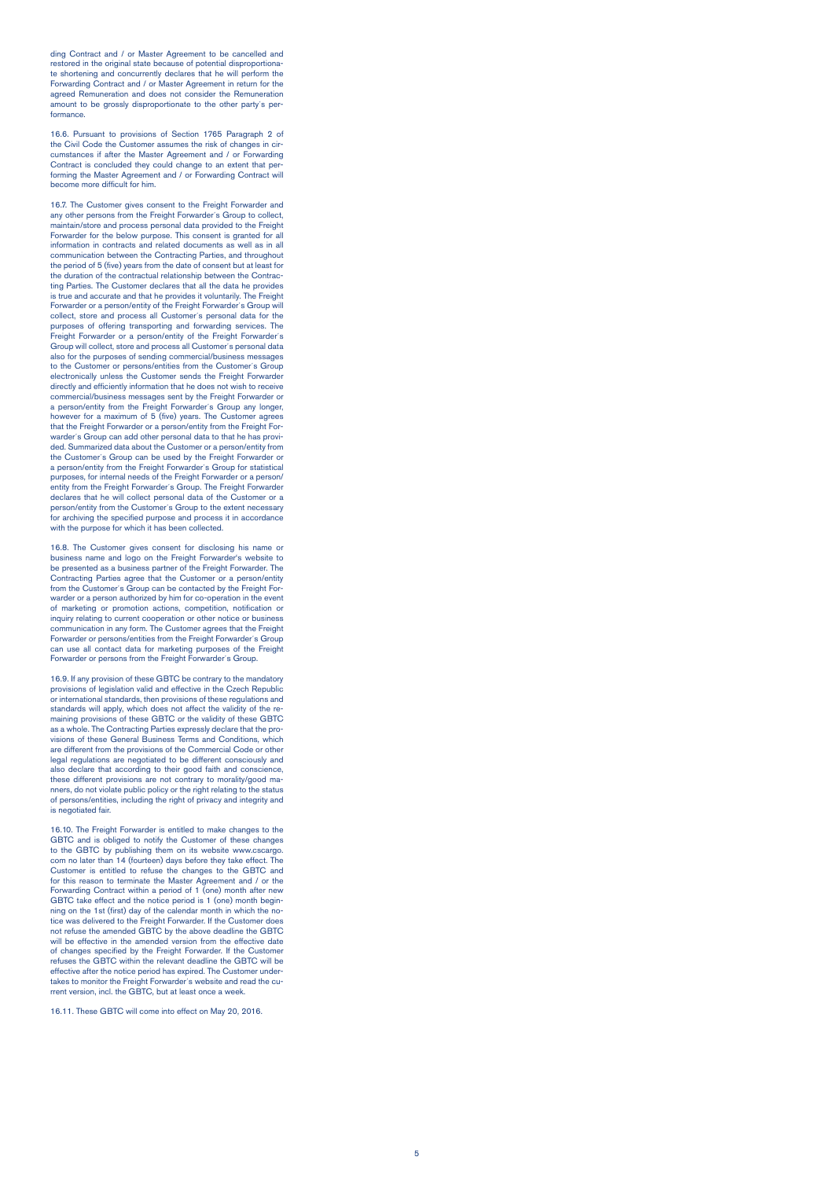ding Contract and / or Master Agreement to be cancelled and restored in the original state because of potential disproportionate shortening and concurrently declares that he will perform the Forwarding Contract and / or Master Agreement in return for the agreed Remuneration and does not consider the Remuneration amount to be grossly disproportionate to the other party´s performance.

16.6. Pursuant to provisions of Section 1765 Paragraph 2 of the Civil Code the Customer assumes the risk of changes in circumstances if after the Master Agreement and / or Forwarding Contract is concluded they could change to an extent that performing the Master Agreement and / or Forwarding Contract will become more difficult for him.

16.7. The Customer gives consent to the Freight Forwarder and any other persons from the Freight Forwarder´s Group to collect, maintain/store and process personal data provided to the Freight Forwarder for the below purpose. This consent is granted for all information in contracts and related documents as well as in all communication between the Contracting Parties, and throughout the period of 5 (five) years from the date of consent but at least for the duration of the contractual relationship between the Contracting Parties. The Customer declares that all the data he provides is true and accurate and that he provides it voluntarily. The Freight Forwarder or a person/entity of the Freight Forwarder´s Group will collect, store and process all Customer´s personal data for the purposes of offering transporting and forwarding services. The Freight Forwarder or a person/entity of the Freight Forwarder´s Group will collect, store and process all Customer´s personal data also for the purposes of sending commercial/business messages to the Customer or persons/entities from the Customer´s Group electronically unless the Customer sends the Freight Forwarder directly and efficiently information that he does not wish to receive commercial/business messages sent by the Freight Forwarder or a person/entity from the Freight Forwarder´s Group any longer, however for a maximum of 5 (five) years. The Customer agrees that the Freight Forwarder or a person/entity from the Freight Forwarder´s Group can add other personal data to that he has provided. Summarized data about the Customer or a person/entity from the Customer´s Group can be used by the Freight Forwarder or a person/entity from the Freight Forwarder´s Group for statistical purposes, for internal needs of the Freight Forwarder or a person/entity from the Freight Forwarder´s Group. The Freight Forwarder declares that he will collect personal data of the Customer or a person/entity from the Customer´s Group to the extent necessary for archiving the specified purpose and process it in accordance with the purpose for which it has been collected.

16.8. The Customer gives consent for disclosing his name or business name and logo on the Freight Forwarder's website to be presented as a business partner of the Freight Forwarder. The Contracting Parties agree that the Customer or a person/entity from the Customer´s Group can be contacted by the Freight Forwarder or a person authorized by him for co-operation in the event of marketing or promotion actions, competition, notification or inquiry relating to current cooperation or other notice or business communication in any form. The Customer agrees that the Freight Forwarder or persons/entities from the Freight Forwarder´s Group can use all contact data for marketing purposes of the Freight Forwarder or persons from the Freight Forwarder´s Group.

16.9. If any provision of these GBTC be contrary to the mandatory provisions of legislation valid and effective in the Czech Republic or international standards, then provisions of these regulations and standards will apply, which does not affect the validity of the remaining provisions of these GBTC or the validity of these GBTC as a whole. The Contracting Parties expressly declare that the provisions of these General Business Terms and Conditions, which are different from the provisions of the Commercial Code or other legal regulations are negotiated to be different consciously and also declare that according to their good faith and conscience, these different provisions are not contrary to morality/good manners, do not violate public policy or the right relating to the status of persons/entities, including the right of privacy and integrity and is negotiated fair.

16.10. The Freight Forwarder is entitled to make changes to the GBTC and is obliged to notify the Customer of these changes to the GBTC by publishing them on its website www.cscargo.com no later than 14 (fourteen) days before they take effect. The Customer is entitled to refuse the changes to the GBTC and for this reason to terminate the Master Agreement and / or the Forwarding Contract within a period of 1 (one) month after new GBTC take effect and the notice period is 1 (one) month beginning on the 1st (first) day of the calendar month in which the notice was delivered to the Freight Forwarder. If the Customer does not refuse the amended GBTC by the above deadline the GBTC will be effective in the amended version from the effective date of changes specified by the Freight Forwarder. If the Customer refuses the GBTC within the relevant deadline the GBTC will be effective after the notice period has expired. The Customer undertakes to monitor the Freight Forwarder´s website and read the current version, incl. the GBTC, but at least once a week.

16.11. These GBTC will come into effect on May 20, 2016.